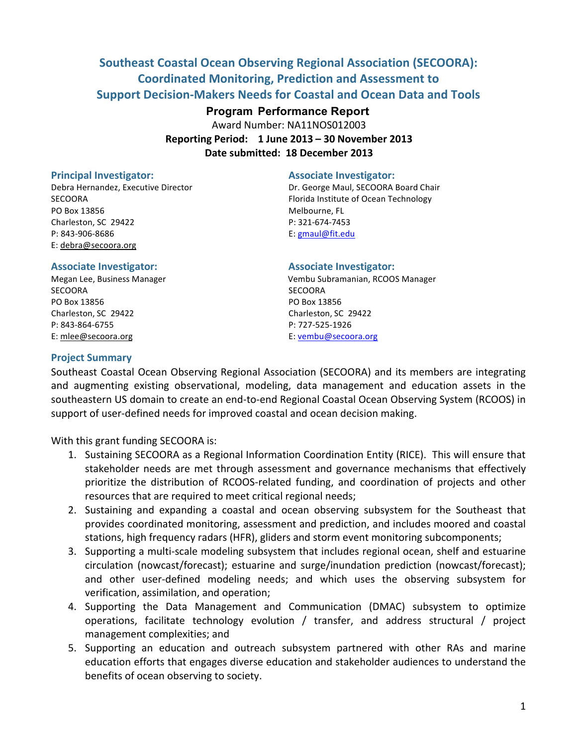# Southeast Coastal Ocean Observing Regional Association (SECOORA): Coordinated Monitoring, Prediction and Assessment to Support Decision-Makers Needs for Coastal and Ocean Data and Tools

## Program Performance Report

Award Number: NA11NOS012003

**Reporting Period: 1 June 2013 – 30 November 2013**

**Date submitted: 18 December 2013**

### Principal Investigator:

Debra Hernandez, Executive Director
SECOORA
PO Box 13856
Charleston, SC 29422
P: 843-906-8686
E: debra@secoora.org

### Associate Investigator:

Dr. George Maul, SECOORA Board Chair
Florida Institute of Ocean Technology
Melbourne, FL
P: 321-674-7453
E: gmaul@fit.edu

### Associate Investigator:

Megan Lee, Business Manager
SECOORA
PO Box 13856
Charleston, SC 29422
P: 843-864-6755
E: mlee@secoora.org

### Associate Investigator:

Vembu Subramanian, RCOOS Manager
SECOORA
PO Box 13856
Charleston, SC 29422
P: 727-525-1926
E: vembu@secoora.org

### Project Summary

Southeast Coastal Ocean Observing Regional Association (SECOORA) and its members are integrating and augmenting existing observational, modeling, data management and education assets in the southeastern US domain to create an end-to-end Regional Coastal Ocean Observing System (RCOOS) in support of user-defined needs for improved coastal and ocean decision making.

With this grant funding SECOORA is:

1. Sustaining SECOORA as a Regional Information Coordination Entity (RICE). This will ensure that stakeholder needs are met through assessment and governance mechanisms that effectively prioritize the distribution of RCOOS-related funding, and coordination of projects and other resources that are required to meet critical regional needs;
2. Sustaining and expanding a coastal and ocean observing subsystem for the Southeast that provides coordinated monitoring, assessment and prediction, and includes moored and coastal stations, high frequency radars (HFR), gliders and storm event monitoring subcomponents;
3. Supporting a multi-scale modeling subsystem that includes regional ocean, shelf and estuarine circulation (nowcast/forecast); estuarine and surge/inundation prediction (nowcast/forecast); and other user-defined modeling needs; and which uses the observing subsystem for verification, assimilation, and operation;
4. Supporting the Data Management and Communication (DMAC) subsystem to optimize operations, facilitate technology evolution / transfer, and address structural / project management complexities; and
5. Supporting an education and outreach subsystem partnered with other RAs and marine education efforts that engages diverse education and stakeholder audiences to understand the benefits of ocean observing to society.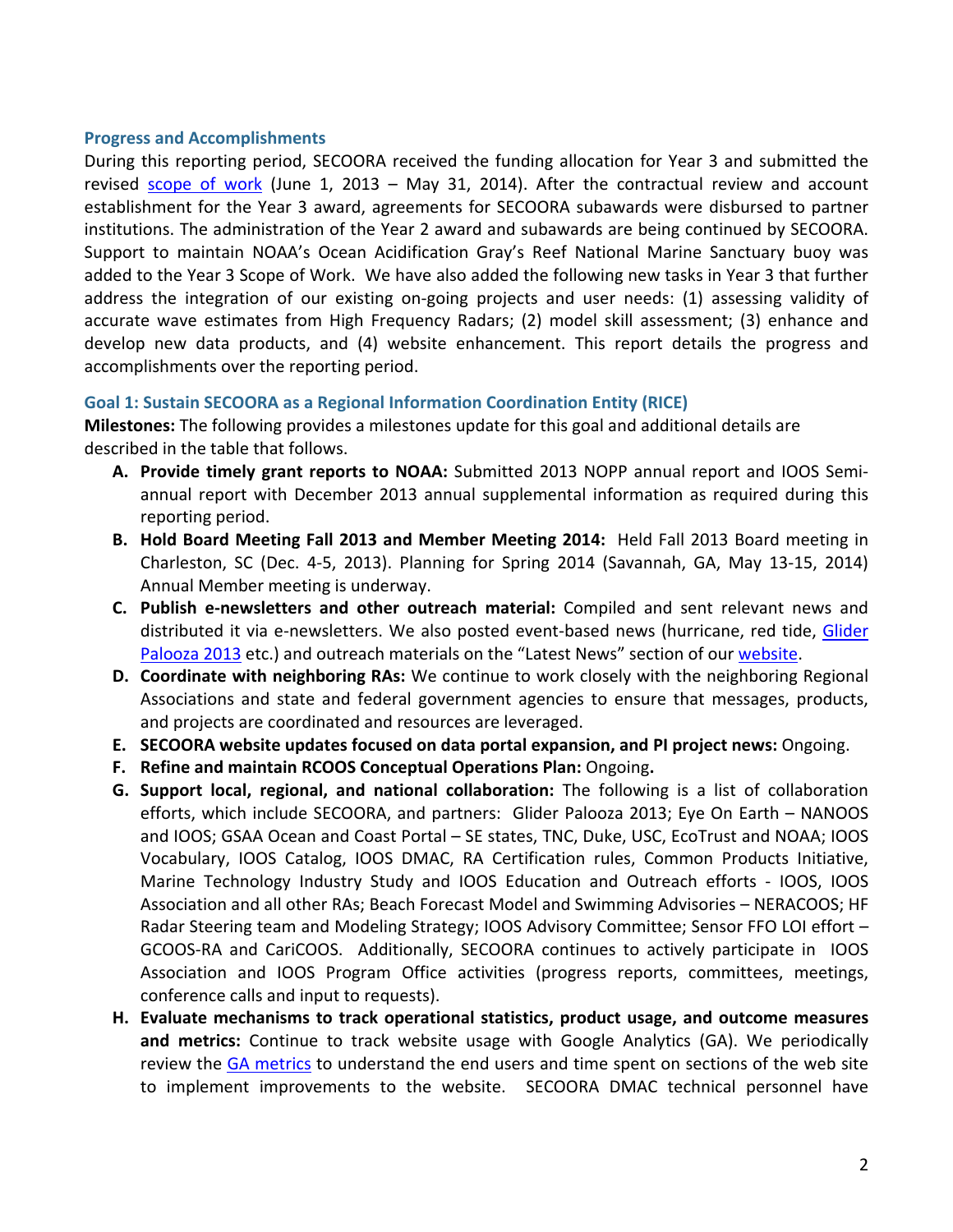### Progress and Accomplishments

During this reporting period, SECOORA received the funding allocation for Year 3 and submitted the revised scope of work (June 1, 2013 – May 31, 2014). After the contractual review and account establishment for the Year 3 award, agreements for SECOORA subawards were disbursed to partner institutions. The administration of the Year 2 award and subawards are being continued by SECOORA. Support to maintain NOAA's Ocean Acidification Gray's Reef National Marine Sanctuary buoy was added to the Year 3 Scope of Work. We have also added the following new tasks in Year 3 that further address the integration of our existing on-going projects and user needs: (1) assessing validity of accurate wave estimates from High Frequency Radars; (2) model skill assessment; (3) enhance and develop new data products, and (4) website enhancement. This report details the progress and accomplishments over the reporting period.

### Goal 1: Sustain SECOORA as a Regional Information Coordination Entity (RICE)

**Milestones:** The following provides a milestones update for this goal and additional details are described in the table that follows.

A. **Provide timely grant reports to NOAA:** Submitted 2013 NOPP annual report and IOOS Semi-annual report with December 2013 annual supplemental information as required during this reporting period.
B. **Hold Board Meeting Fall 2013 and Member Meeting 2014:** Held Fall 2013 Board meeting in Charleston, SC (Dec. 4-5, 2013). Planning for Spring 2014 (Savannah, GA, May 13-15, 2014) Annual Member meeting is underway.
C. **Publish e-newsletters and other outreach material:** Compiled and sent relevant news and distributed it via e-newsletters. We also posted event-based news (hurricane, red tide, Glider Palooza 2013 etc.) and outreach materials on the "Latest News" section of our website.
D. **Coordinate with neighboring RAs:** We continue to work closely with the neighboring Regional Associations and state and federal government agencies to ensure that messages, products, and projects are coordinated and resources are leveraged.
E. **SECOORA website updates focused on data portal expansion, and PI project news:** Ongoing.
F. **Refine and maintain RCOOS Conceptual Operations Plan:** Ongoing**.**
G. **Support local, regional, and national collaboration:** The following is a list of collaboration efforts, which include SECOORA, and partners: Glider Palooza 2013; Eye On Earth – NANOOS and IOOS; GSAA Ocean and Coast Portal – SE states, TNC, Duke, USC, EcoTrust and NOAA; IOOS Vocabulary, IOOS Catalog, IOOS DMAC, RA Certification rules, Common Products Initiative, Marine Technology Industry Study and IOOS Education and Outreach efforts - IOOS, IOOS Association and all other RAs; Beach Forecast Model and Swimming Advisories – NERACOOS; HF Radar Steering team and Modeling Strategy; IOOS Advisory Committee; Sensor FFO LOI effort – GCOOS-RA and CariCOOS. Additionally, SECOORA continues to actively participate in IOOS Association and IOOS Program Office activities (progress reports, committees, meetings, conference calls and input to requests).
H. **Evaluate mechanisms to track operational statistics, product usage, and outcome measures and metrics:** Continue to track website usage with Google Analytics (GA). We periodically review the GA metrics to understand the end users and time spent on sections of the web site to implement improvements to the website. SECOORA DMAC technical personnel have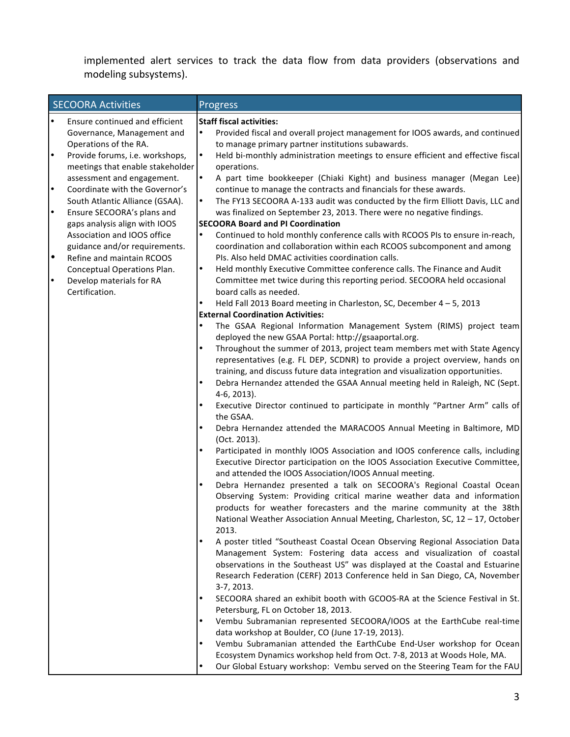implemented alert services to track the data flow from data providers (observations and modeling subsystems).

| SECOORA Activities | Progress |
|---|---|
| • Ensure continued and efficient Governance, Management and Operations of the RA.<br>• Provide forums, i.e. workshops, meetings that enable stakeholder assessment and engagement.<br>• Coordinate with the Governor's South Atlantic Alliance (GSAA).<br>• Ensure SECOORA's plans and gaps analysis align with IOOS Association and IOOS office guidance and/or requirements.<br>• Refine and maintain RCOOS Conceptual Operations Plan.<br>• Develop materials for RA Certification. | **Staff fiscal activities:**<br>• Provided fiscal and overall project management for IOOS awards, and continued to manage primary partner institutions subawards.<br>• Held bi-monthly administration meetings to ensure efficient and effective fiscal operations.<br>• A part time bookkeeper (Chiaki Kight) and business manager (Megan Lee) continue to manage the contracts and financials for these awards.<br>• The FY13 SECOORA A-133 audit was conducted by the firm Elliott Davis, LLC and was finalized on September 23, 2013. There were no negative findings.<br>**SECOORA Board and PI Coordination**<br>• Continued to hold monthly conference calls with RCOOS PIs to ensure in-reach, coordination and collaboration within each RCOOS subcomponent and among PIs. Also held DMAC activities coordination calls.<br>• Held monthly Executive Committee conference calls. The Finance and Audit Committee met twice during this reporting period. SECOORA held occasional board calls as needed.<br>• Held Fall 2013 Board meeting in Charleston, SC, December 4 – 5, 2013<br>**External Coordination Activities:**<br>• The GSAA Regional Information Management System (RIMS) project team deployed the new GSAA Portal: http://gsaaportal.org.<br>• Throughout the summer of 2013, project team members met with State Agency representatives (e.g. FL DEP, SCDNR) to provide a project overview, hands on training, and discuss future data integration and visualization opportunities.<br>• Debra Hernandez attended the GSAA Annual meeting held in Raleigh, NC (Sept. 4-6, 2013).<br>• Executive Director continued to participate in monthly "Partner Arm" calls of the GSAA.<br>• Debra Hernandez attended the MARACOOS Annual Meeting in Baltimore, MD (Oct. 2013).<br>• Participated in monthly IOOS Association and IOOS conference calls, including Executive Director participation on the IOOS Association Executive Committee, and attended the IOOS Association/IOOS Annual meeting.<br>• Debra Hernandez presented a talk on SECOORA's Regional Coastal Ocean Observing System: Providing critical marine weather data and information products for weather forecasters and the marine community at the 38th National Weather Association Annual Meeting, Charleston, SC, 12 – 17, October 2013.<br>• A poster titled "Southeast Coastal Ocean Observing Regional Association Data Management System: Fostering data access and visualization of coastal observations in the Southeast US" was displayed at the Coastal and Estuarine Research Federation (CERF) 2013 Conference held in San Diego, CA, November 3-7, 2013.<br>• SECOORA shared an exhibit booth with GCOOS-RA at the Science Festival in St. Petersburg, FL on October 18, 2013.<br>• Vembu Subramanian represented SECOORA/IOOS at the EarthCube real-time data workshop at Boulder, CO (June 17-19, 2013).<br>• Vembu Subramanian attended the EarthCube End-User workshop for Ocean Ecosystem Dynamics workshop held from Oct. 7-8, 2013 at Woods Hole, MA.<br>• Our Global Estuary workshop: Vembu served on the Steering Team for the FAU |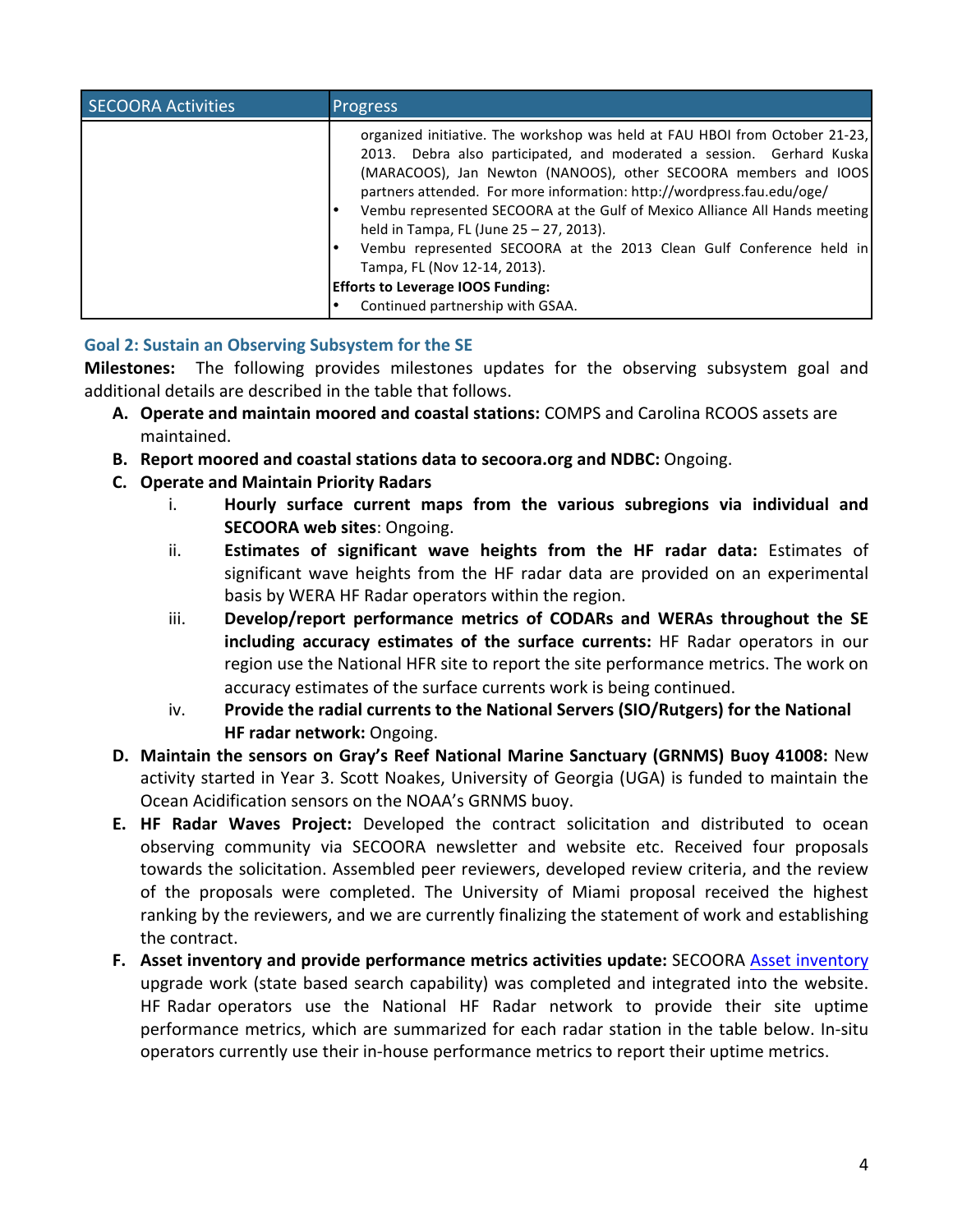| SECOORA Activities | Progress |
|---|---|
| | organized initiative. The workshop was held at FAU HBOI from October 21-23, 2013. Debra also participated, and moderated a session. Gerhard Kuska (MARACOOS), Jan Newton (NANOOS), other SECOORA members and IOOS partners attended. For more information: http://wordpress.fau.edu/oge/<br>• Vembu represented SECOORA at the Gulf of Mexico Alliance All Hands meeting held in Tampa, FL (June 25 – 27, 2013).<br>• Vembu represented SECOORA at the 2013 Clean Gulf Conference held in Tampa, FL (Nov 12-14, 2013).<br>**Efforts to Leverage IOOS Funding:**<br>• Continued partnership with GSAA. |

### Goal 2: Sustain an Observing Subsystem for the SE

**Milestones:** The following provides milestones updates for the observing subsystem goal and additional details are described in the table that follows.

A. **Operate and maintain moored and coastal stations:** COMPS and Carolina RCOOS assets are maintained.
B. **Report moored and coastal stations data to secoora.org and NDBC:** Ongoing.
C. **Operate and Maintain Priority Radars**
   i. **Hourly surface current maps from the various subregions via individual and SECOORA web sites**: Ongoing.
   ii. **Estimates of significant wave heights from the HF radar data:** Estimates of significant wave heights from the HF radar data are provided on an experimental basis by WERA HF Radar operators within the region.
   iii. **Develop/report performance metrics of CODARs and WERAs throughout the SE including accuracy estimates of the surface currents:** HF Radar operators in our region use the National HFR site to report the site performance metrics. The work on accuracy estimates of the surface currents work is being continued.
   iv. **Provide the radial currents to the National Servers (SIO/Rutgers) for the National HF radar network:** Ongoing.
D. **Maintain the sensors on Gray's Reef National Marine Sanctuary (GRNMS) Buoy 41008:** New activity started in Year 3. Scott Noakes, University of Georgia (UGA) is funded to maintain the Ocean Acidification sensors on the NOAA's GRNMS buoy.
E. **HF Radar Waves Project:** Developed the contract solicitation and distributed to ocean observing community via SECOORA newsletter and website etc. Received four proposals towards the solicitation. Assembled peer reviewers, developed review criteria, and the review of the proposals were completed. The University of Miami proposal received the highest ranking by the reviewers, and we are currently finalizing the statement of work and establishing the contract.
F. **Asset inventory and provide performance metrics activities update:** SECOORA Asset inventory upgrade work (state based search capability) was completed and integrated into the website. HF Radar operators use the National HF Radar network to provide their site uptime performance metrics, which are summarized for each radar station in the table below. In-situ operators currently use their in-house performance metrics to report their uptime metrics.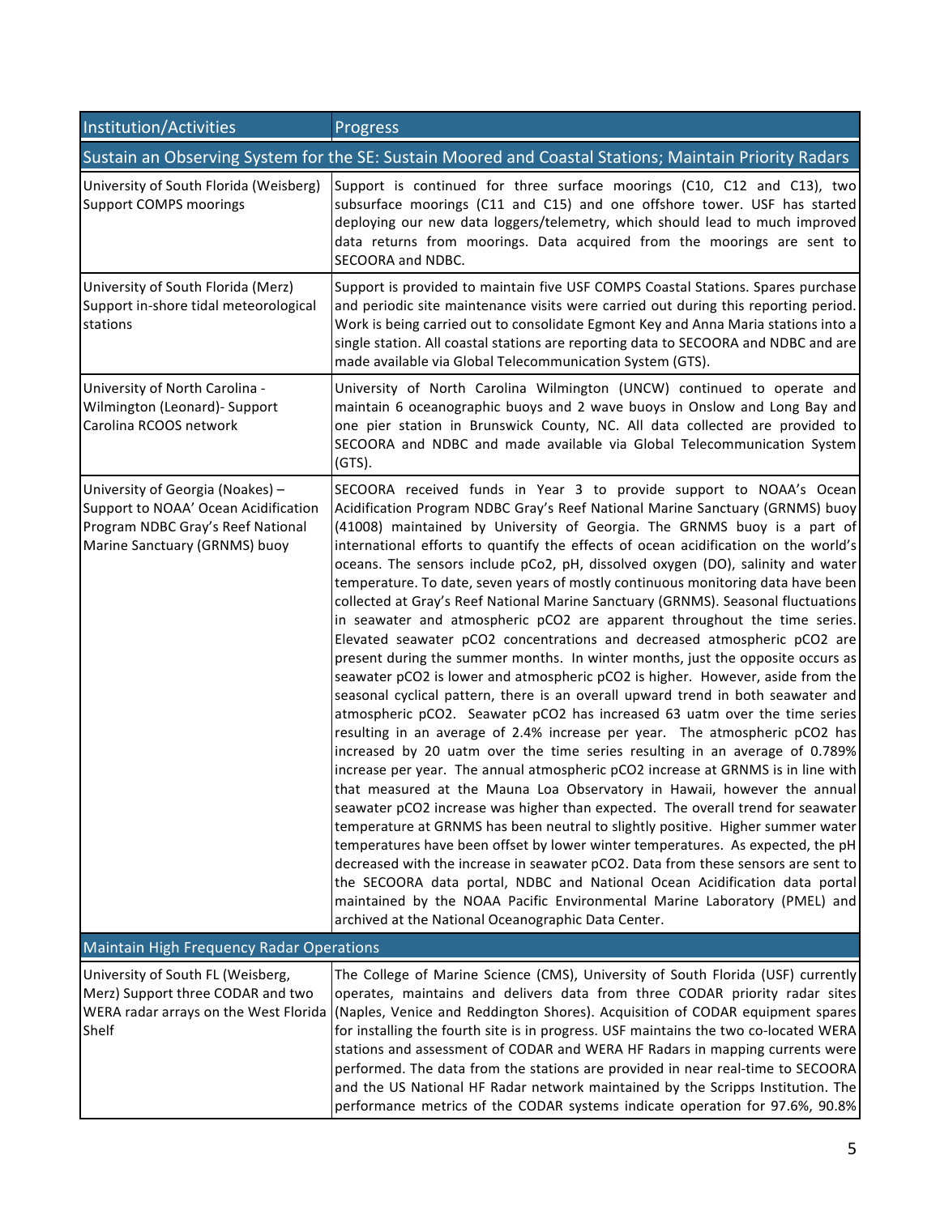| Institution/Activities | Progress |
|---|---|
| **Sustain an Observing System for the SE: Sustain Moored and Coastal Stations; Maintain Priority Radars** | |
| University of South Florida (Weisberg) Support COMPS moorings | Support is continued for three surface moorings (C10, C12 and C13), two subsurface moorings (C11 and C15) and one offshore tower. USF has started deploying our new data loggers/telemetry, which should lead to much improved data returns from moorings. Data acquired from the moorings are sent to SECOORA and NDBC. |
| University of South Florida (Merz) Support in-shore tidal meteorological stations | Support is provided to maintain five USF COMPS Coastal Stations. Spares purchase and periodic site maintenance visits were carried out during this reporting period. Work is being carried out to consolidate Egmont Key and Anna Maria stations into a single station. All coastal stations are reporting data to SECOORA and NDBC and are made available via Global Telecommunication System (GTS). |
| University of North Carolina - Wilmington (Leonard)- Support Carolina RCOOS network | University of North Carolina Wilmington (UNCW) continued to operate and maintain 6 oceanographic buoys and 2 wave buoys in Onslow and Long Bay and one pier station in Brunswick County, NC. All data collected are provided to SECOORA and NDBC and made available via Global Telecommunication System (GTS). |
| University of Georgia (Noakes) – Support to NOAA' Ocean Acidification Program NDBC Gray's Reef National Marine Sanctuary (GRNMS) buoy | SECOORA received funds in Year 3 to provide support to NOAA's Ocean Acidification Program NDBC Gray's Reef National Marine Sanctuary (GRNMS) buoy (41008) maintained by University of Georgia. The GRNMS buoy is a part of international efforts to quantify the effects of ocean acidification on the world's oceans. The sensors include pCo2, pH, dissolved oxygen (DO), salinity and water temperature. To date, seven years of mostly continuous monitoring data have been collected at Gray's Reef National Marine Sanctuary (GRNMS). Seasonal fluctuations in seawater and atmospheric pCO2 are apparent throughout the time series. Elevated seawater pCO2 concentrations and decreased atmospheric pCO2 are present during the summer months. In winter months, just the opposite occurs as seawater pCO2 is lower and atmospheric pCO2 is higher. However, aside from the seasonal cyclical pattern, there is an overall upward trend in both seawater and atmospheric pCO2. Seawater pCO2 has increased 63 uatm over the time series resulting in an average of 2.4% increase per year. The atmospheric pCO2 has increased by 20 uatm over the time series resulting in an average of 0.789% increase per year. The annual atmospheric pCO2 increase at GRNMS is in line with that measured at the Mauna Loa Observatory in Hawaii, however the annual seawater pCO2 increase was higher than expected. The overall trend for seawater temperature at GRNMS has been neutral to slightly positive. Higher summer water temperatures have been offset by lower winter temperatures. As expected, the pH decreased with the increase in seawater pCO2. Data from these sensors are sent to the SECOORA data portal, NDBC and National Ocean Acidification data portal maintained by the NOAA Pacific Environmental Marine Laboratory (PMEL) and archived at the National Oceanographic Data Center. |
| **Maintain High Frequency Radar Operations** | |
| University of South FL (Weisberg, Merz) Support three CODAR and two WERA radar arrays on the West Florida Shelf | The College of Marine Science (CMS), University of South Florida (USF) currently operates, maintains and delivers data from three CODAR priority radar sites (Naples, Venice and Reddington Shores). Acquisition of CODAR equipment spares for installing the fourth site is in progress. USF maintains the two co-located WERA stations and assessment of CODAR and WERA HF Radars in mapping currents were performed. The data from the stations are provided in near real-time to SECOORA and the US National HF Radar network maintained by the Scripps Institution. The performance metrics of the CODAR systems indicate operation for 97.6%, 90.8% |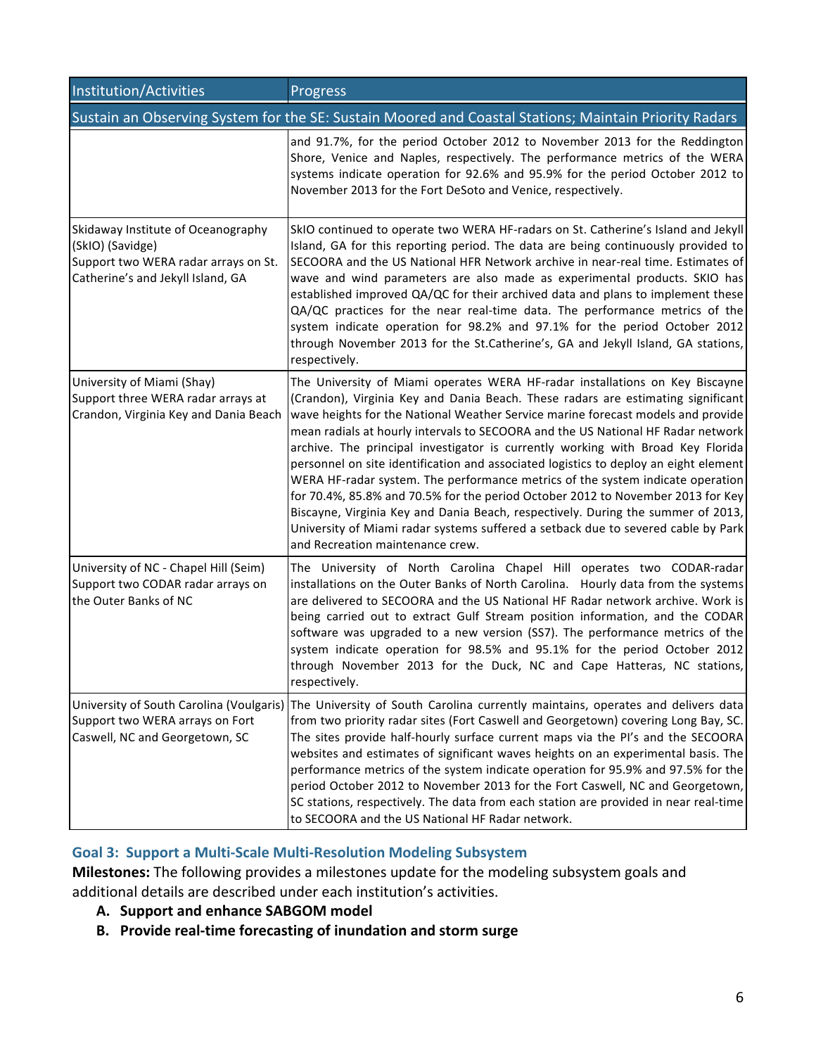| Institution/Activities | Progress |
|---|---|
| Sustain an Observing System for the SE: Sustain Moored and Coastal Stations; Maintain Priority Radars | |
| | and 91.7%, for the period October 2012 to November 2013 for the Reddington Shore, Venice and Naples, respectively. The performance metrics of the WERA systems indicate operation for 92.6% and 95.9% for the period October 2012 to November 2013 for the Fort DeSoto and Venice, respectively. |
| Skidaway Institute of Oceanography (SkIO) (Savidge)<br>Support two WERA radar arrays on St. Catherine's and Jekyll Island, GA | SkIO continued to operate two WERA HF-radars on St. Catherine's Island and Jekyll Island, GA for this reporting period. The data are being continuously provided to SECOORA and the US National HFR Network archive in near-real time. Estimates of wave and wind parameters are also made as experimental products. SKIO has established improved QA/QC for their archived data and plans to implement these QA/QC practices for the near real-time data. The performance metrics of the system indicate operation for 98.2% and 97.1% for the period October 2012 through November 2013 for the St.Catherine's, GA and Jekyll Island, GA stations, respectively. |
| University of Miami (Shay)<br>Support three WERA radar arrays at Crandon, Virginia Key and Dania Beach | The University of Miami operates WERA HF-radar installations on Key Biscayne (Crandon), Virginia Key and Dania Beach. These radars are estimating significant wave heights for the National Weather Service marine forecast models and provide mean radials at hourly intervals to SECOORA and the US National HF Radar network archive. The principal investigator is currently working with Broad Key Florida personnel on site identification and associated logistics to deploy an eight element WERA HF-radar system. The performance metrics of the system indicate operation for 70.4%, 85.8% and 70.5% for the period October 2012 to November 2013 for Key Biscayne, Virginia Key and Dania Beach, respectively. During the summer of 2013, University of Miami radar systems suffered a setback due to severed cable by Park and Recreation maintenance crew. |
| University of NC - Chapel Hill (Seim)<br>Support two CODAR radar arrays on the Outer Banks of NC | The University of North Carolina Chapel Hill operates two CODAR-radar installations on the Outer Banks of North Carolina. Hourly data from the systems are delivered to SECOORA and the US National HF Radar network archive. Work is being carried out to extract Gulf Stream position information, and the CODAR software was upgraded to a new version (SS7). The performance metrics of the system indicate operation for 98.5% and 95.1% for the period October 2012 through November 2013 for the Duck, NC and Cape Hatteras, NC stations, respectively. |
| University of South Carolina (Voulgaris)<br>Support two WERA arrays on Fort Caswell, NC and Georgetown, SC | The University of South Carolina currently maintains, operates and delivers data from two priority radar sites (Fort Caswell and Georgetown) covering Long Bay, SC. The sites provide half-hourly surface current maps via the PI's and the SECOORA websites and estimates of significant waves heights on an experimental basis. The performance metrics of the system indicate operation for 95.9% and 97.5% for the period October 2012 to November 2013 for the Fort Caswell, NC and Georgetown, SC stations, respectively. The data from each station are provided in near real-time to SECOORA and the US National HF Radar network. |

### Goal 3: Support a Multi-Scale Multi-Resolution Modeling Subsystem

**Milestones:** The following provides a milestones update for the modeling subsystem goals and additional details are described under each institution's activities.

- **A. Support and enhance SABGOM model**
- **B. Provide real-time forecasting of inundation and storm surge**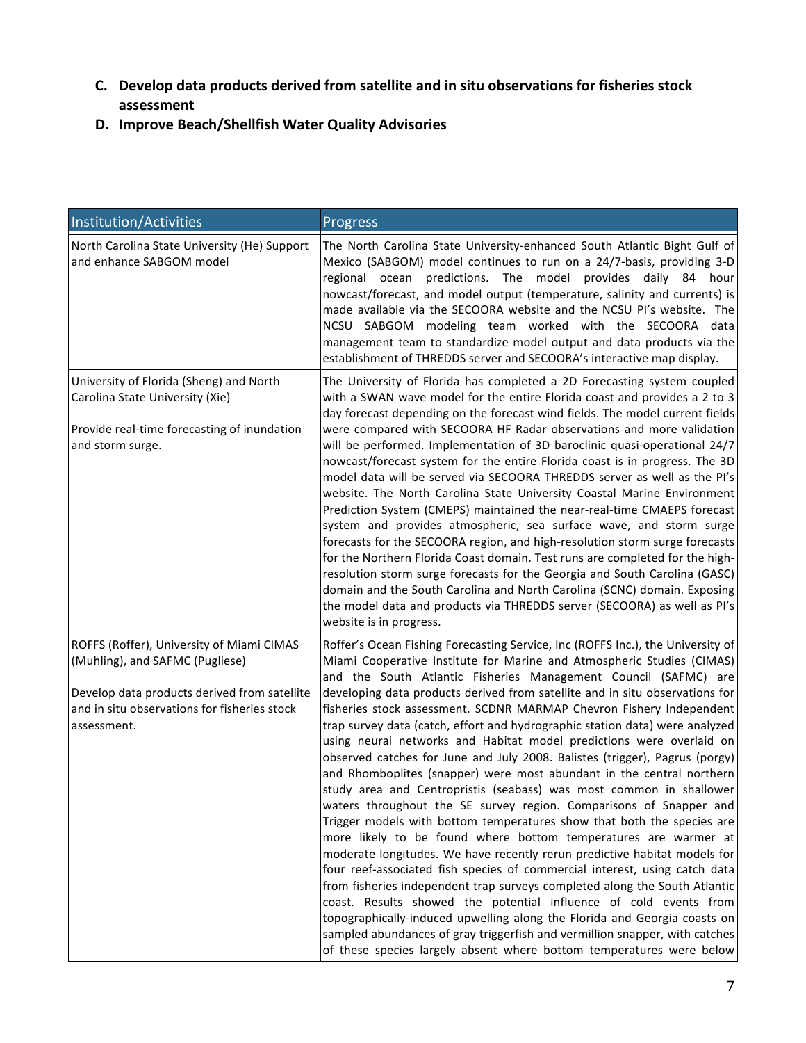C. **Develop data products derived from satellite and in situ observations for fisheries stock assessment**

D. **Improve Beach/Shellfish Water Quality Advisories**

| Institution/Activities | Progress |
|---|---|
| North Carolina State University (He) Support and enhance SABGOM model | The North Carolina State University-enhanced South Atlantic Bight Gulf of Mexico (SABGOM) model continues to run on a 24/7-basis, providing 3-D regional ocean predictions. The model provides daily 84 hour nowcast/forecast, and model output (temperature, salinity and currents) is made available via the SECOORA website and the NCSU PI's website. The NCSU SABGOM modeling team worked with the SECOORA data management team to standardize model output and data products via the establishment of THREDDS server and SECOORA's interactive map display. |
| University of Florida (Sheng) and North Carolina State University (Xie)<br><br>Provide real-time forecasting of inundation and storm surge. | The University of Florida has completed a 2D Forecasting system coupled with a SWAN wave model for the entire Florida coast and provides a 2 to 3 day forecast depending on the forecast wind fields. The model current fields were compared with SECOORA HF Radar observations and more validation will be performed. Implementation of 3D baroclinic quasi-operational 24/7 nowcast/forecast system for the entire Florida coast is in progress. The 3D model data will be served via SECOORA THREDDS server as well as the PI's website. The North Carolina State University Coastal Marine Environment Prediction System (CMEPS) maintained the near-real-time CMAEPS forecast system and provides atmospheric, sea surface wave, and storm surge forecasts for the SECOORA region, and high-resolution storm surge forecasts for the Northern Florida Coast domain. Test runs are completed for the high-resolution storm surge forecasts for the Georgia and South Carolina (GASC) domain and the South Carolina and North Carolina (SCNC) domain. Exposing the model data and products via THREDDS server (SECOORA) as well as PI's website is in progress. |
| ROFFS (Roffer), University of Miami CIMAS (Muhling), and SAFMC (Pugliese)<br><br>Develop data products derived from satellite and in situ observations for fisheries stock assessment. | Roffer's Ocean Fishing Forecasting Service, Inc (ROFFS Inc.), the University of Miami Cooperative Institute for Marine and Atmospheric Studies (CIMAS) and the South Atlantic Fisheries Management Council (SAFMC) are developing data products derived from satellite and in situ observations for fisheries stock assessment. SCDNR MARMAP Chevron Fishery Independent trap survey data (catch, effort and hydrographic station data) were analyzed using neural networks and Habitat model predictions were overlaid on observed catches for June and July 2008. Balistes (trigger), Pagrus (porgy) and Rhomboplites (snapper) were most abundant in the central northern study area and Centropristis (seabass) was most common in shallower waters throughout the SE survey region. Comparisons of Snapper and Trigger models with bottom temperatures show that both the species are more likely to be found where bottom temperatures are warmer at moderate longitudes. We have recently rerun predictive habitat models for four reef-associated fish species of commercial interest, using catch data from fisheries independent trap surveys completed along the South Atlantic coast. Results showed the potential influence of cold events from topographically-induced upwelling along the Florida and Georgia coasts on sampled abundances of gray triggerfish and vermillion snapper, with catches of these species largely absent where bottom temperatures were below |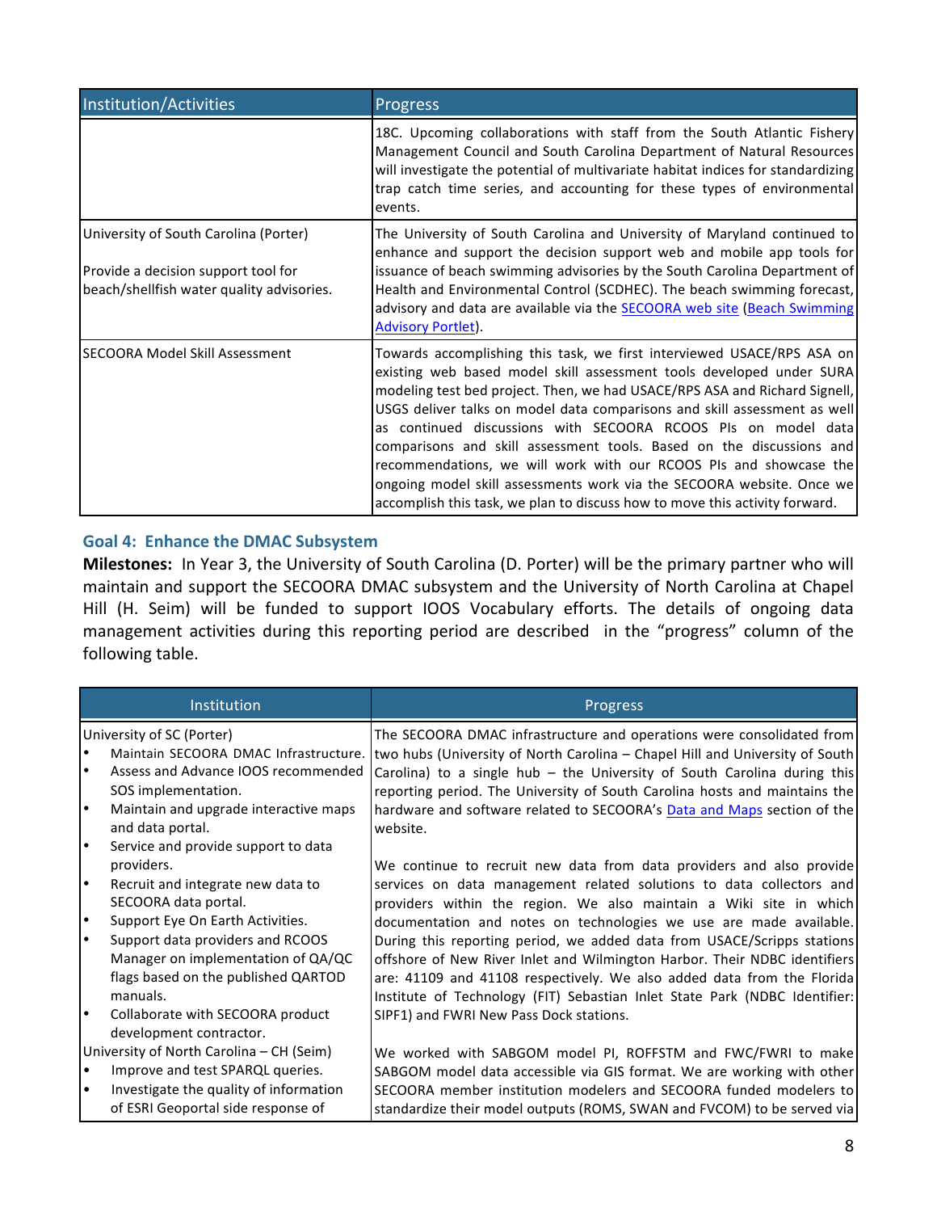| Institution/Activities | Progress |
| --- | --- |
| | 18C. Upcoming collaborations with staff from the South Atlantic Fishery Management Council and South Carolina Department of Natural Resources will investigate the potential of multivariate habitat indices for standardizing trap catch time series, and accounting for these types of environmental events. |
| University of South Carolina (Porter)<br><br>Provide a decision support tool for beach/shellfish water quality advisories. | The University of South Carolina and University of Maryland continued to enhance and support the decision support web and mobile app tools for issuance of beach swimming advisories by the South Carolina Department of Health and Environmental Control (SCDHEC). The beach swimming forecast, advisory and data are available via the SECOORA web site (Beach Swimming Advisory Portlet). |
| SECOORA Model Skill Assessment | Towards accomplishing this task, we first interviewed USACE/RPS ASA on existing web based model skill assessment tools developed under SURA modeling test bed project. Then, we had USACE/RPS ASA and Richard Signell, USGS deliver talks on model data comparisons and skill assessment as well as continued discussions with SECOORA RCOOS PIs on model data comparisons and skill assessment tools. Based on the discussions and recommendations, we will work with our RCOOS PIs and showcase the ongoing model skill assessments work via the SECOORA website. Once we accomplish this task, we plan to discuss how to move this activity forward. |

## Goal 4: Enhance the DMAC Subsystem

**Milestones:** In Year 3, the University of South Carolina (D. Porter) will be the primary partner who will maintain and support the SECOORA DMAC subsystem and the University of North Carolina at Chapel Hill (H. Seim) will be funded to support IOOS Vocabulary efforts. The details of ongoing data management activities during this reporting period are described in the "progress" column of the following table.

| Institution | Progress |
| --- | --- |
| University of SC (Porter)<br>• Maintain SECOORA DMAC Infrastructure.<br>• Assess and Advance IOOS recommended SOS implementation.<br>• Maintain and upgrade interactive maps and data portal.<br>• Service and provide support to data providers.<br>• Recruit and integrate new data to SECOORA data portal.<br>• Support Eye On Earth Activities.<br>• Support data providers and RCOOS Manager on implementation of QA/QC flags based on the published QARTOD manuals.<br>• Collaborate with SECOORA product development contractor.<br>University of North Carolina – CH (Seim)<br>• Improve and test SPARQL queries.<br>• Investigate the quality of information of ESRI Geoportal side response of | The SECOORA DMAC infrastructure and operations were consolidated from two hubs (University of North Carolina – Chapel Hill and University of South Carolina) to a single hub – the University of South Carolina during this reporting period. The University of South Carolina hosts and maintains the hardware and software related to SECOORA's Data and Maps section of the website.<br><br>We continue to recruit new data from data providers and also provide services on data management related solutions to data collectors and providers within the region. We also maintain a Wiki site in which documentation and notes on technologies we use are made available. During this reporting period, we added data from USACE/Scripps stations offshore of New River Inlet and Wilmington Harbor. Their NDBC identifiers are: 41109 and 41108 respectively. We also added data from the Florida Institute of Technology (FIT) Sebastian Inlet State Park (NDBC Identifier: SIPF1) and FWRI New Pass Dock stations.<br><br>We worked with SABGOM model PI, ROFFSTM and FWC/FWRI to make SABGOM model data accessible via GIS format. We are working with other SECOORA member institution modelers and SECOORA funded modelers to standardize their model outputs (ROMS, SWAN and FVCOM) to be served via |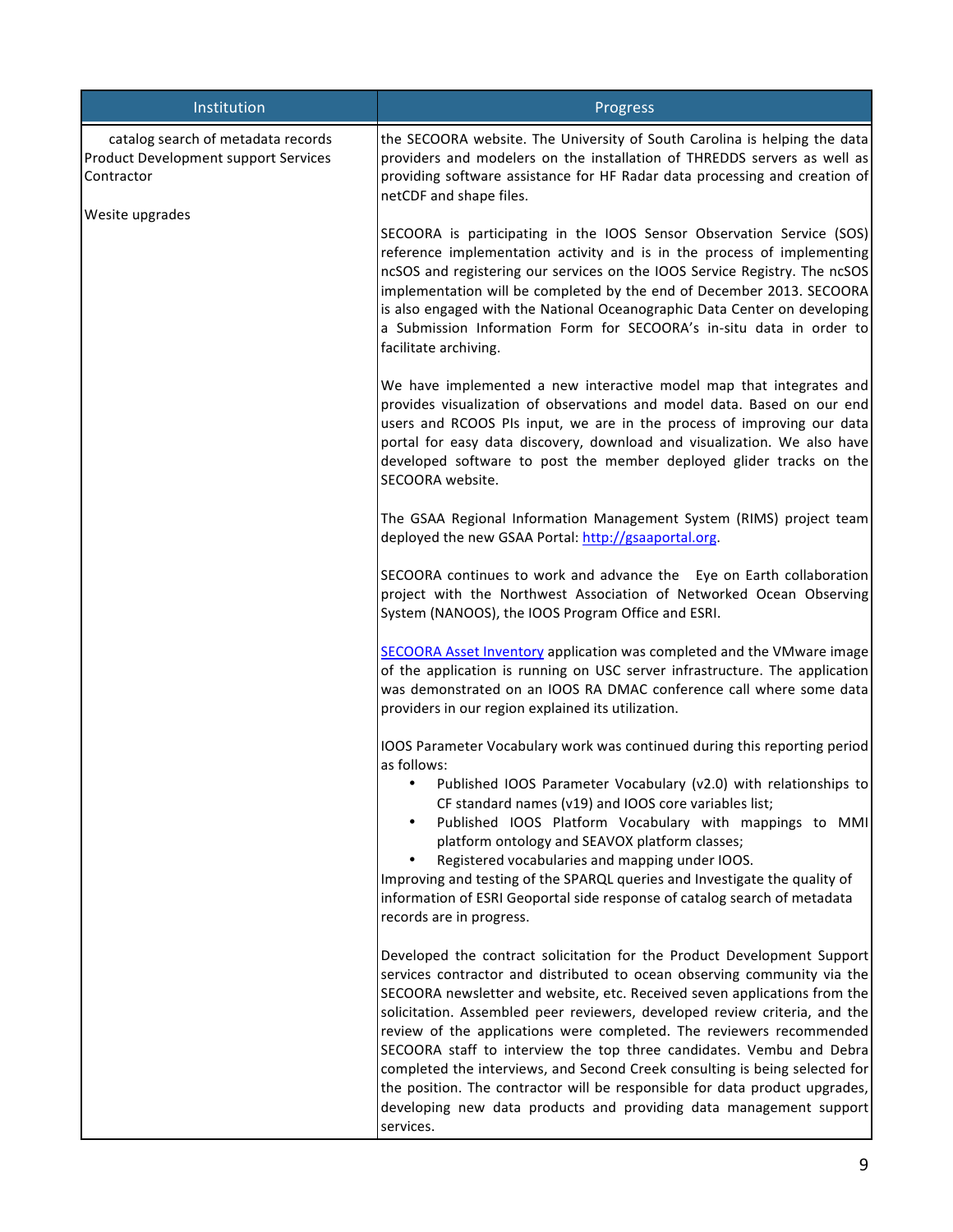| Institution | Progress |
| --- | --- |
| catalog search of metadata records<br>Product Development support Services Contractor<br><br>Wesite upgrades | the SECOORA website. The University of South Carolina is helping the data providers and modelers on the installation of THREDDS servers as well as providing software assistance for HF Radar data processing and creation of netCDF and shape files.<br><br>SECOORA is participating in the IOOS Sensor Observation Service (SOS) reference implementation activity and is in the process of implementing ncSOS and registering our services on the IOOS Service Registry. The ncSOS implementation will be completed by the end of December 2013. SECOORA is also engaged with the National Oceanographic Data Center on developing a Submission Information Form for SECOORA's in-situ data in order to facilitate archiving.<br><br>We have implemented a new interactive model map that integrates and provides visualization of observations and model data. Based on our end users and RCOOS PIs input, we are in the process of improving our data portal for easy data discovery, download and visualization. We also have developed software to post the member deployed glider tracks on the SECOORA website.<br><br>The GSAA Regional Information Management System (RIMS) project team deployed the new GSAA Portal: [http://gsaaportal.org](http://gsaaportal.org).<br><br>SECOORA continues to work and advance the Eye on Earth collaboration project with the Northwest Association of Networked Ocean Observing System (NANOOS), the IOOS Program Office and ESRI.<br><br>[SECOORA Asset Inventory]() application was completed and the VMware image of the application is running on USC server infrastructure. The application was demonstrated on an IOOS RA DMAC conference call where some data providers in our region explained its utilization.<br><br>IOOS Parameter Vocabulary work was continued during this reporting period as follows:<br>• Published IOOS Parameter Vocabulary (v2.0) with relationships to CF standard names (v19) and IOOS core variables list;<br>• Published IOOS Platform Vocabulary with mappings to MMI platform ontology and SEAVOX platform classes;<br>• Registered vocabularies and mapping under IOOS.<br>Improving and testing of the SPARQL queries and Investigate the quality of information of ESRI Geoportal side response of catalog search of metadata records are in progress.<br><br>Developed the contract solicitation for the Product Development Support services contractor and distributed to ocean observing community via the SECOORA newsletter and website, etc. Received seven applications from the solicitation. Assembled peer reviewers, developed review criteria, and the review of the applications were completed. The reviewers recommended SECOORA staff to interview the top three candidates. Vembu and Debra completed the interviews, and Second Creek consulting is being selected for the position. The contractor will be responsible for data product upgrades, developing new data products and providing data management support services. |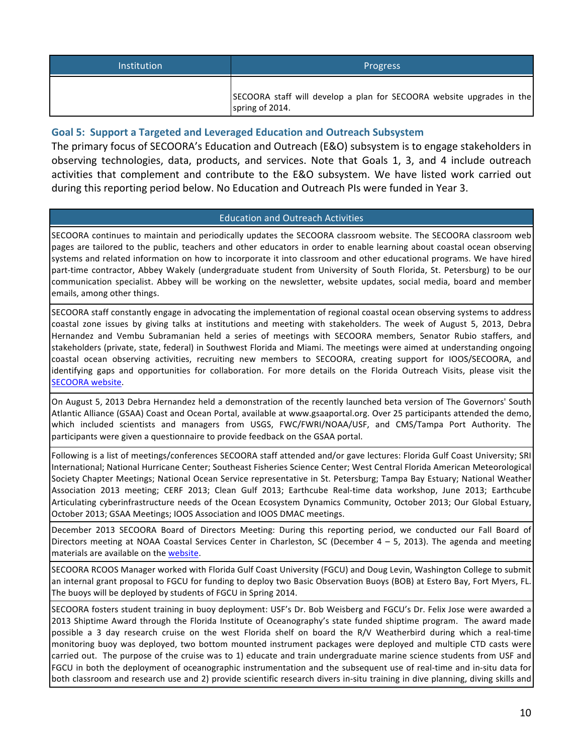| Institution | Progress |
|---|---|
| | SECOORA staff will develop a plan for SECOORA website upgrades in the spring of 2014. |

## Goal 5: Support a Targeted and Leveraged Education and Outreach Subsystem

The primary focus of SECOORA's Education and Outreach (E&O) subsystem is to engage stakeholders in observing technologies, data, products, and services. Note that Goals 1, 3, and 4 include outreach activities that complement and contribute to the E&O subsystem. We have listed work carried out during this reporting period below. No Education and Outreach PIs were funded in Year 3.

| Education and Outreach Activities |
|---|
| SECOORA continues to maintain and periodically updates the SECOORA classroom website. The SECOORA classroom web pages are tailored to the public, teachers and other educators in order to enable learning about coastal ocean observing systems and related information on how to incorporate it into classroom and other educational programs. We have hired part-time contractor, Abbey Wakely (undergraduate student from University of South Florida, St. Petersburg) to be our communication specialist. Abbey will be working on the newsletter, website updates, social media, board and member emails, among other things. |
| SECOORA staff constantly engage in advocating the implementation of regional coastal ocean observing systems to address coastal zone issues by giving talks at institutions and meeting with stakeholders. The week of August 5, 2013, Debra Hernandez and Vembu Subramanian held a series of meetings with SECOORA members, Senator Rubio staffers, and stakeholders (private, state, federal) in Southwest Florida and Miami. The meetings were aimed at understanding ongoing coastal ocean observing activities, recruiting new members to SECOORA, creating support for IOOS/SECOORA, and identifying gaps and opportunities for collaboration. For more details on the Florida Outreach Visits, please visit the SECOORA website. |
| On August 5, 2013 Debra Hernandez held a demonstration of the recently launched beta version of The Governors' South Atlantic Alliance (GSAA) Coast and Ocean Portal, available at www.gsaaportal.org. Over 25 participants attended the demo, which included scientists and managers from USGS, FWC/FWRI/NOAA/USF, and CMS/Tampa Port Authority. The participants were given a questionnaire to provide feedback on the GSAA portal. |
| Following is a list of meetings/conferences SECOORA staff attended and/or gave lectures: Florida Gulf Coast University; SRI International; National Hurricane Center; Southeast Fisheries Science Center; West Central Florida American Meteorological Society Chapter Meetings; National Ocean Service representative in St. Petersburg; Tampa Bay Estuary; National Weather Association 2013 meeting; CERF 2013; Clean Gulf 2013; Earthcube Real-time data workshop, June 2013; Earthcube Articulating cyberinfrastructure needs of the Ocean Ecosystem Dynamics Community, October 2013; Our Global Estuary, October 2013; GSAA Meetings; IOOS Association and IOOS DMAC meetings. |
| December 2013 SECOORA Board of Directors Meeting: During this reporting period, we conducted our Fall Board of Directors meeting at NOAA Coastal Services Center in Charleston, SC (December 4 – 5, 2013). The agenda and meeting materials are available on the website. |
| SECOORA RCOOS Manager worked with Florida Gulf Coast University (FGCU) and Doug Levin, Washington College to submit an internal grant proposal to FGCU for funding to deploy two Basic Observation Buoys (BOB) at Estero Bay, Fort Myers, FL. The buoys will be deployed by students of FGCU in Spring 2014. |
| SECOORA fosters student training in buoy deployment: USF's Dr. Bob Weisberg and FGCU's Dr. Felix Jose were awarded a 2013 Shiptime Award through the Florida Institute of Oceanography's state funded shiptime program. The award made possible a 3 day research cruise on the west Florida shelf on board the R/V Weatherbird during which a real-time monitoring buoy was deployed, two bottom mounted instrument packages were deployed and multiple CTD casts were carried out. The purpose of the cruise was to 1) educate and train undergraduate marine science students from USF and FGCU in both the deployment of oceanographic instrumentation and the subsequent use of real-time and in-situ data for both classroom and research use and 2) provide scientific research divers in-situ training in dive planning, diving skills and |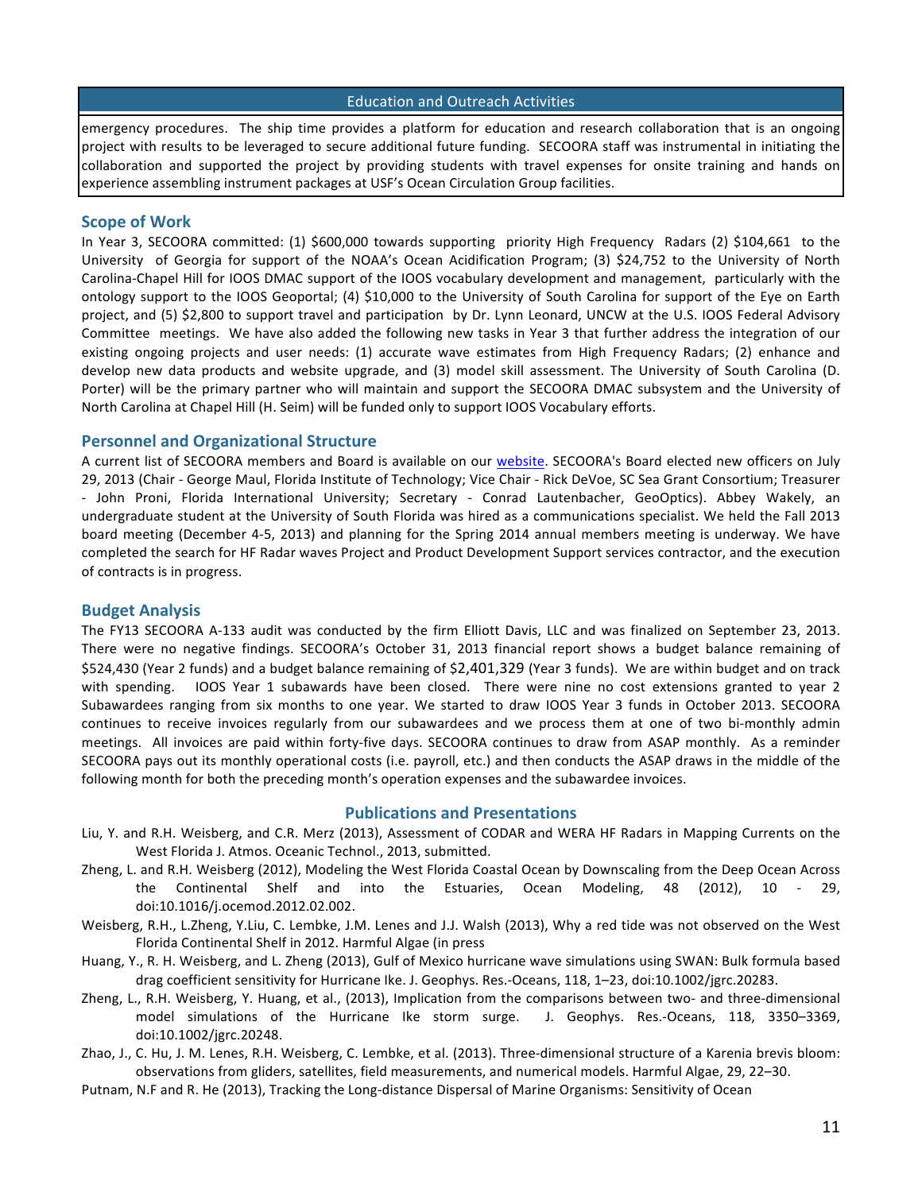## Education and Outreach Activities

emergency procedures. The ship time provides a platform for education and research collaboration that is an ongoing project with results to be leveraged to secure additional future funding. SECOORA staff was instrumental in initiating the collaboration and supported the project by providing students with travel expenses for onsite training and hands on experience assembling instrument packages at USF's Ocean Circulation Group facilities.

## Scope of Work

In Year 3, SECOORA committed: (1) $600,000 towards supporting priority High Frequency Radars (2) $104,661 to the University of Georgia for support of the NOAA's Ocean Acidification Program; (3) $24,752 to the University of North Carolina-Chapel Hill for IOOS DMAC support of the IOOS vocabulary development and management, particularly with the ontology support to the IOOS Geoportal; (4) $10,000 to the University of South Carolina for support of the Eye on Earth project, and (5) $2,800 to support travel and participation by Dr. Lynn Leonard, UNCW at the U.S. IOOS Federal Advisory Committee meetings. We have also added the following new tasks in Year 3 that further address the integration of our existing ongoing projects and user needs: (1) accurate wave estimates from High Frequency Radars; (2) enhance and develop new data products and website upgrade, and (3) model skill assessment. The University of South Carolina (D. Porter) will be the primary partner who will maintain and support the SECOORA DMAC subsystem and the University of North Carolina at Chapel Hill (H. Seim) will be funded only to support IOOS Vocabulary efforts.

## Personnel and Organizational Structure

A current list of SECOORA members and Board is available on our website. SECOORA's Board elected new officers on July 29, 2013 (Chair - George Maul, Florida Institute of Technology; Vice Chair - Rick DeVoe, SC Sea Grant Consortium; Treasurer - John Proni, Florida International University; Secretary - Conrad Lautenbacher, GeoOptics). Abbey Wakely, an undergraduate student at the University of South Florida was hired as a communications specialist. We held the Fall 2013 board meeting (December 4-5, 2013) and planning for the Spring 2014 annual members meeting is underway. We have completed the search for HF Radar waves Project and Product Development Support services contractor, and the execution of contracts is in progress.

## Budget Analysis

The FY13 SECOORA A-133 audit was conducted by the firm Elliott Davis, LLC and was finalized on September 23, 2013. There were no negative findings. SECOORA's October 31, 2013 financial report shows a budget balance remaining of $524,430 (Year 2 funds) and a budget balance remaining of $2,401,329 (Year 3 funds). We are within budget and on track with spending. IOOS Year 1 subawards have been closed. There were nine no cost extensions granted to year 2 Subawardees ranging from six months to one year. We started to draw IOOS Year 3 funds in October 2013. SECOORA continues to receive invoices regularly from our subawardees and we process them at one of two bi-monthly admin meetings. All invoices are paid within forty-five days. SECOORA continues to draw from ASAP monthly. As a reminder SECOORA pays out its monthly operational costs (i.e. payroll, etc.) and then conducts the ASAP draws in the middle of the following month for both the preceding month's operation expenses and the subawardee invoices.

## Publications and Presentations

Liu, Y. and R.H. Weisberg, and C.R. Merz (2013), Assessment of CODAR and WERA HF Radars in Mapping Currents on the West Florida J. Atmos. Oceanic Technol., 2013, submitted.

Zheng, L. and R.H. Weisberg (2012), Modeling the West Florida Coastal Ocean by Downscaling from the Deep Ocean Across the Continental Shelf and into the Estuaries, Ocean Modeling, 48 (2012), 10 - 29, doi:10.1016/j.ocemod.2012.02.002.

Weisberg, R.H., L.Zheng, Y.Liu, C. Lembke, J.M. Lenes and J.J. Walsh (2013), Why a red tide was not observed on the West Florida Continental Shelf in 2012. Harmful Algae (in press

Huang, Y., R. H. Weisberg, and L. Zheng (2013), Gulf of Mexico hurricane wave simulations using SWAN: Bulk formula based drag coefficient sensitivity for Hurricane Ike. J. Geophys. Res.-Oceans, 118, 1–23, doi:10.1002/jgrc.20283.

Zheng, L., R.H. Weisberg, Y. Huang, et al., (2013), Implication from the comparisons between two- and three-dimensional model simulations of the Hurricane Ike storm surge. J. Geophys. Res.-Oceans, 118, 3350–3369, doi:10.1002/jgrc.20248.

Zhao, J., C. Hu, J. M. Lenes, R.H. Weisberg, C. Lembke, et al. (2013). Three-dimensional structure of a Karenia brevis bloom: observations from gliders, satellites, field measurements, and numerical models. Harmful Algae, 29, 22–30.

Putnam, N.F and R. He (2013), Tracking the Long-distance Dispersal of Marine Organisms: Sensitivity of Ocean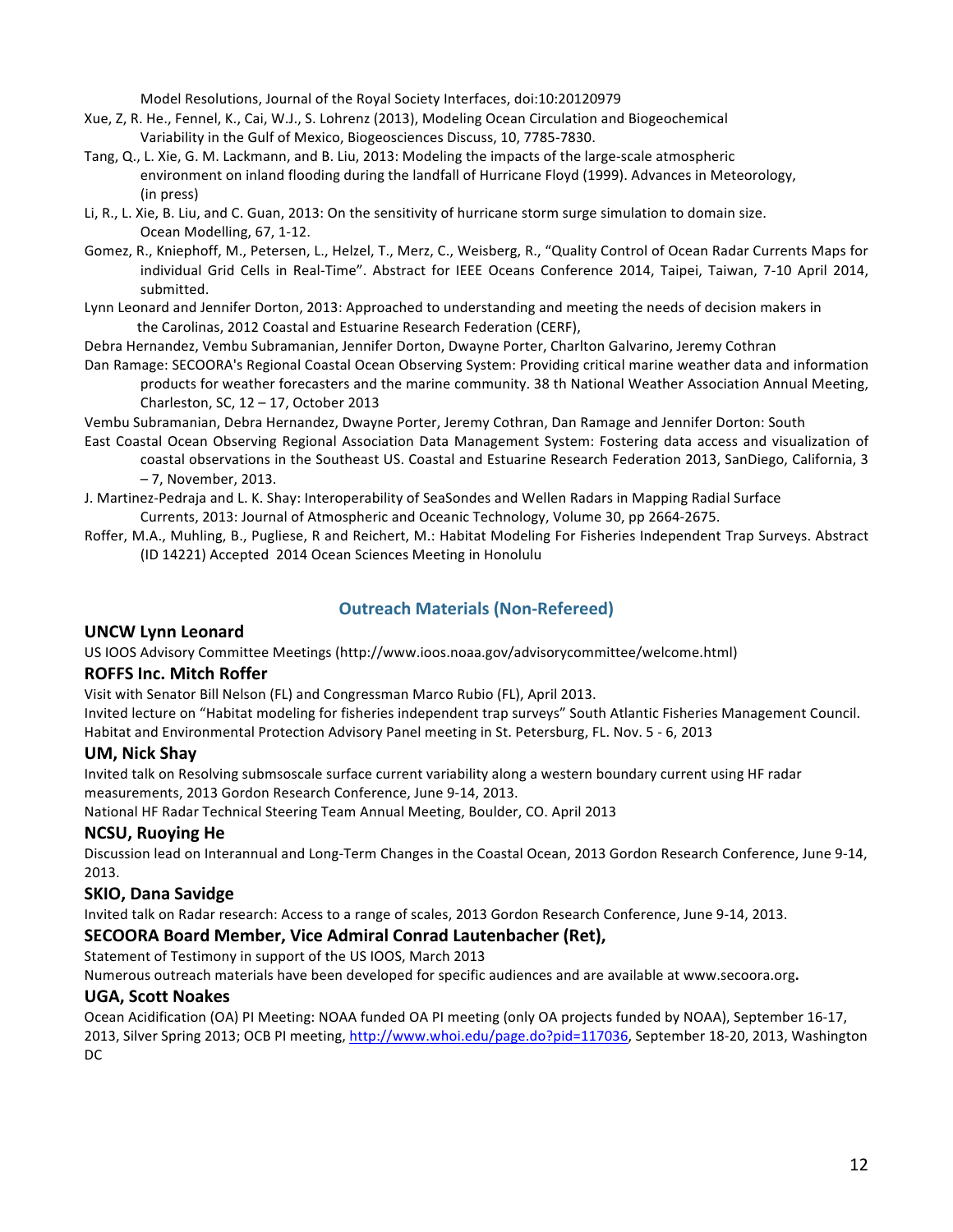Model Resolutions, Journal of the Royal Society Interfaces, doi:10:20120979

Xue, Z, R. He., Fennel, K., Cai, W.J., S. Lohrenz (2013), Modeling Ocean Circulation and Biogeochemical Variability in the Gulf of Mexico, Biogeosciences Discuss, 10, 7785-7830.

Tang, Q., L. Xie, G. M. Lackmann, and B. Liu, 2013: Modeling the impacts of the large-scale atmospheric environment on inland flooding during the landfall of Hurricane Floyd (1999). Advances in Meteorology, (in press)

Li, R., L. Xie, B. Liu, and C. Guan, 2013: On the sensitivity of hurricane storm surge simulation to domain size. Ocean Modelling, 67, 1-12.

Gomez, R., Kniephoff, M., Petersen, L., Helzel, T., Merz, C., Weisberg, R., "Quality Control of Ocean Radar Currents Maps for individual Grid Cells in Real-Time". Abstract for IEEE Oceans Conference 2014, Taipei, Taiwan, 7-10 April 2014, submitted.

Lynn Leonard and Jennifer Dorton, 2013: Approached to understanding and meeting the needs of decision makers in the Carolinas, 2012 Coastal and Estuarine Research Federation (CERF),

Debra Hernandez, Vembu Subramanian, Jennifer Dorton, Dwayne Porter, Charlton Galvarino, Jeremy Cothran

Dan Ramage: SECOORA's Regional Coastal Ocean Observing System: Providing critical marine weather data and information products for weather forecasters and the marine community. 38 th National Weather Association Annual Meeting, Charleston, SC, 12 – 17, October 2013

Vembu Subramanian, Debra Hernandez, Dwayne Porter, Jeremy Cothran, Dan Ramage and Jennifer Dorton: South East Coastal Ocean Observing Regional Association Data Management System: Fostering data access and visualization of coastal observations in the Southeast US. Coastal and Estuarine Research Federation 2013, SanDiego, California, 3 – 7, November, 2013.

J. Martinez-Pedraja and L. K. Shay: Interoperability of SeaSondes and Wellen Radars in Mapping Radial Surface Currents, 2013: Journal of Atmospheric and Oceanic Technology, Volume 30, pp 2664-2675.

Roffer, M.A., Muhling, B., Pugliese, R and Reichert, M.: Habitat Modeling For Fisheries Independent Trap Surveys. Abstract (ID 14221) Accepted 2014 Ocean Sciences Meeting in Honolulu

## Outreach Materials (Non-Refereed)

### UNCW Lynn Leonard

US IOOS Advisory Committee Meetings (http://www.ioos.noaa.gov/advisorycommittee/welcome.html)

### ROFFS Inc. Mitch Roffer

Visit with Senator Bill Nelson (FL) and Congressman Marco Rubio (FL), April 2013.

Invited lecture on "Habitat modeling for fisheries independent trap surveys" South Atlantic Fisheries Management Council. Habitat and Environmental Protection Advisory Panel meeting in St. Petersburg, FL. Nov. 5 - 6, 2013

### UM, Nick Shay

Invited talk on Resolving submsoscale surface current variability along a western boundary current using HF radar measurements, 2013 Gordon Research Conference, June 9-14, 2013.

National HF Radar Technical Steering Team Annual Meeting, Boulder, CO. April 2013

### NCSU, Ruoying He

Discussion lead on Interannual and Long-Term Changes in the Coastal Ocean, 2013 Gordon Research Conference, June 9-14, 2013.

### SKIO, Dana Savidge

Invited talk on Radar research: Access to a range of scales, 2013 Gordon Research Conference, June 9-14, 2013.

### SECOORA Board Member, Vice Admiral Conrad Lautenbacher (Ret),

Statement of Testimony in support of the US IOOS, March 2013

Numerous outreach materials have been developed for specific audiences and are available at www.secoora.org**.**

### UGA, Scott Noakes

Ocean Acidification (OA) PI Meeting: NOAA funded OA PI meeting (only OA projects funded by NOAA), September 16-17, 2013, Silver Spring 2013; OCB PI meeting, http://www.whoi.edu/page.do?pid=117036, September 18-20, 2013, Washington DC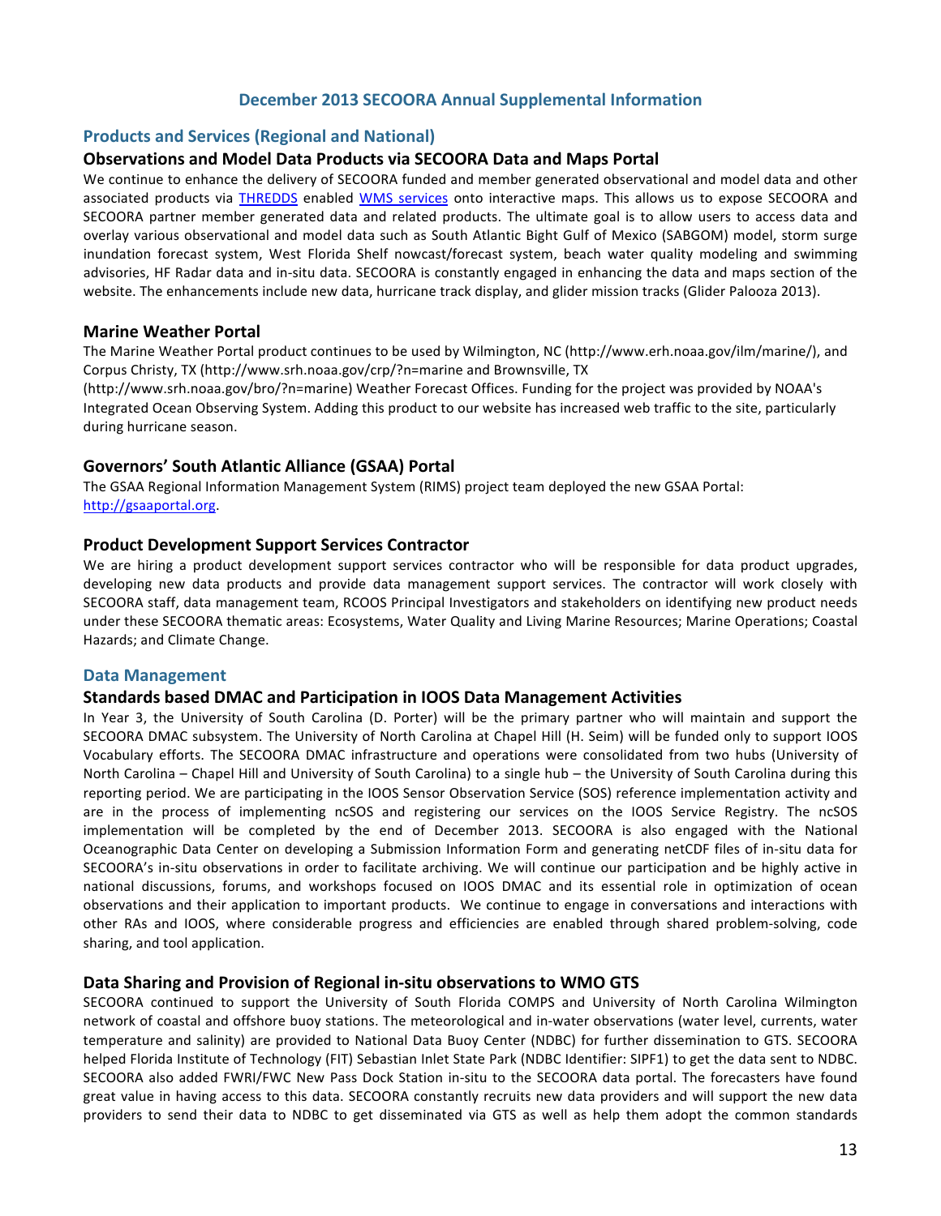## December 2013 SECOORA Annual Supplemental Information

## Products and Services (Regional and National)

### Observations and Model Data Products via SECOORA Data and Maps Portal

We continue to enhance the delivery of SECOORA funded and member generated observational and model data and other associated products via THREDDS enabled WMS services onto interactive maps. This allows us to expose SECOORA and SECOORA partner member generated data and related products. The ultimate goal is to allow users to access data and overlay various observational and model data such as South Atlantic Bight Gulf of Mexico (SABGOM) model, storm surge inundation forecast system, West Florida Shelf nowcast/forecast system, beach water quality modeling and swimming advisories, HF Radar data and in-situ data. SECOORA is constantly engaged in enhancing the data and maps section of the website. The enhancements include new data, hurricane track display, and glider mission tracks (Glider Palooza 2013).

### Marine Weather Portal

The Marine Weather Portal product continues to be used by Wilmington, NC (http://www.erh.noaa.gov/ilm/marine/), and Corpus Christy, TX (http://www.srh.noaa.gov/crp/?n=marine and Brownsville, TX (http://www.srh.noaa.gov/bro/?n=marine) Weather Forecast Offices. Funding for the project was provided by NOAA's Integrated Ocean Observing System. Adding this product to our website has increased web traffic to the site, particularly during hurricane season.

### Governors' South Atlantic Alliance (GSAA) Portal

The GSAA Regional Information Management System (RIMS) project team deployed the new GSAA Portal: http://gsaaportal.org.

### Product Development Support Services Contractor

We are hiring a product development support services contractor who will be responsible for data product upgrades, developing new data products and provide data management support services. The contractor will work closely with SECOORA staff, data management team, RCOOS Principal Investigators and stakeholders on identifying new product needs under these SECOORA thematic areas: Ecosystems, Water Quality and Living Marine Resources; Marine Operations; Coastal Hazards; and Climate Change.

## Data Management

### Standards based DMAC and Participation in IOOS Data Management Activities

In Year 3, the University of South Carolina (D. Porter) will be the primary partner who will maintain and support the SECOORA DMAC subsystem. The University of North Carolina at Chapel Hill (H. Seim) will be funded only to support IOOS Vocabulary efforts. The SECOORA DMAC infrastructure and operations were consolidated from two hubs (University of North Carolina – Chapel Hill and University of South Carolina) to a single hub – the University of South Carolina during this reporting period. We are participating in the IOOS Sensor Observation Service (SOS) reference implementation activity and are in the process of implementing ncSOS and registering our services on the IOOS Service Registry. The ncSOS implementation will be completed by the end of December 2013. SECOORA is also engaged with the National Oceanographic Data Center on developing a Submission Information Form and generating netCDF files of in-situ data for SECOORA's in-situ observations in order to facilitate archiving. We will continue our participation and be highly active in national discussions, forums, and workshops focused on IOOS DMAC and its essential role in optimization of ocean observations and their application to important products. We continue to engage in conversations and interactions with other RAs and IOOS, where considerable progress and efficiencies are enabled through shared problem-solving, code sharing, and tool application.

### Data Sharing and Provision of Regional in-situ observations to WMO GTS

SECOORA continued to support the University of South Florida COMPS and University of North Carolina Wilmington network of coastal and offshore buoy stations. The meteorological and in-water observations (water level, currents, water temperature and salinity) are provided to National Data Buoy Center (NDBC) for further dissemination to GTS. SECOORA helped Florida Institute of Technology (FIT) Sebastian Inlet State Park (NDBC Identifier: SIPF1) to get the data sent to NDBC. SECOORA also added FWRI/FWC New Pass Dock Station in-situ to the SECOORA data portal. The forecasters have found great value in having access to this data. SECOORA constantly recruits new data providers and will support the new data providers to send their data to NDBC to get disseminated via GTS as well as help them adopt the common standards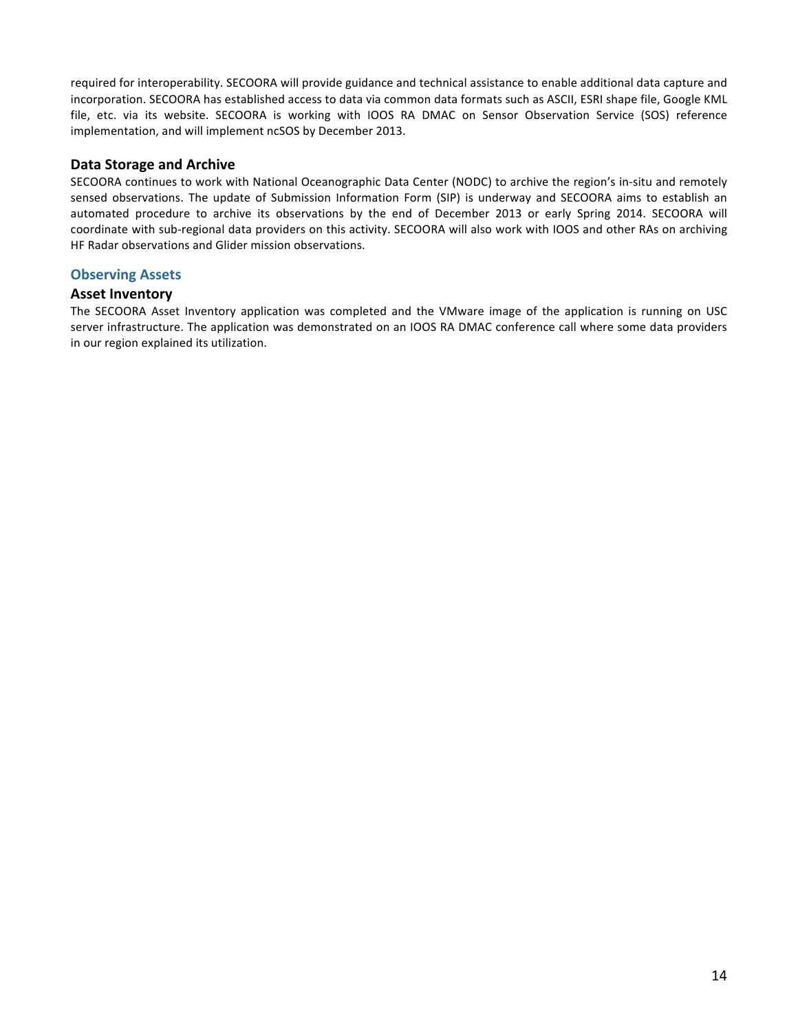required for interoperability. SECOORA will provide guidance and technical assistance to enable additional data capture and incorporation. SECOORA has established access to data via common data formats such as ASCII, ESRI shape file, Google KML file, etc. via its website. SECOORA is working with IOOS RA DMAC on Sensor Observation Service (SOS) reference implementation, and will implement ncSOS by December 2013.

### Data Storage and Archive

SECOORA continues to work with National Oceanographic Data Center (NODC) to archive the region's in-situ and remotely sensed observations. The update of Submission Information Form (SIP) is underway and SECOORA aims to establish an automated procedure to archive its observations by the end of December 2013 or early Spring 2014. SECOORA will coordinate with sub-regional data providers on this activity. SECOORA will also work with IOOS and other RAs on archiving HF Radar observations and Glider mission observations.

## Observing Assets

### Asset Inventory

The SECOORA Asset Inventory application was completed and the VMware image of the application is running on USC server infrastructure. The application was demonstrated on an IOOS RA DMAC conference call where some data providers in our region explained its utilization.